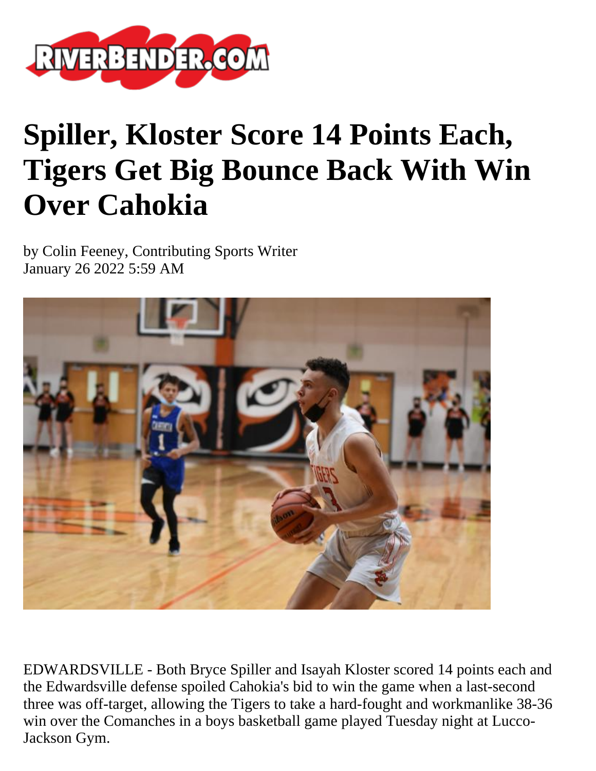# Spiller, Kloster Score 14 Points Each, Tigers Get Big Bounce Back With Win Over Cahokia

by Colin Feeney, Contributing Sports Writer
January 26 2022 5:59 AM

EDWARDSVILLE - Both Bryce Spiller and Isayah Kloster scored 14 points each and the Edwardsville defense spoiled Cahokia's bid to win the game when a last-second three was off-target, allowing the Tigers to take a hard-fought and workmanlike 38-36 win over the Comanches in a boys basketball game played Tuesday night at Lucco-Jackson Gym.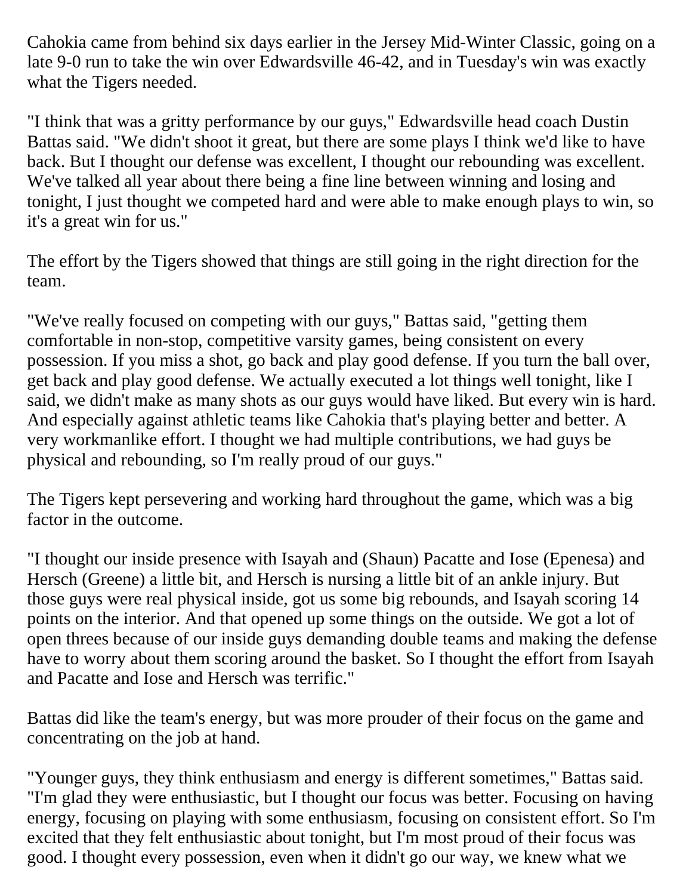Cahokia came from behind six days earlier in the Jersey Mid-Winter Classic, going on a late 9-0 run to take the win over Edwardsville 46-42, and in Tuesday's win was exactly what the Tigers needed.

"I think that was a gritty performance by our guys," Edwardsville head coach Dustin Battas said. "We didn't shoot it great, but there are some plays I think we'd like to have back. But I thought our defense was excellent, I thought our rebounding was excellent. We've talked all year about there being a fine line between winning and losing and tonight, I just thought we competed hard and were able to make enough plays to win, so it's a great win for us."

The effort by the Tigers showed that things are still going in the right direction for the team.

"We've really focused on competing with our guys," Battas said, "getting them comfortable in non-stop, competitive varsity games, being consistent on every possession. If you miss a shot, go back and play good defense. If you turn the ball over, get back and play good defense. We actually executed a lot things well tonight, like I said, we didn't make as many shots as our guys would have liked. But every win is hard. And especially against athletic teams like Cahokia that's playing better and better. A very workmanlike effort. I thought we had multiple contributions, we had guys be physical and rebounding, so I'm really proud of our guys."

The Tigers kept persevering and working hard throughout the game, which was a big factor in the outcome.

"I thought our inside presence with Isayah and (Shaun) Pacatte and Iose (Epenesa) and Hersch (Greene) a little bit, and Hersch is nursing a little bit of an ankle injury. But those guys were real physical inside, got us some big rebounds, and Isayah scoring 14 points on the interior. And that opened up some things on the outside. We got a lot of open threes because of our inside guys demanding double teams and making the defense have to worry about them scoring around the basket. So I thought the effort from Isayah and Pacatte and Iose and Hersch was terrific."

Battas did like the team's energy, but was more prouder of their focus on the game and concentrating on the job at hand.

"Younger guys, they think enthusiasm and energy is different sometimes," Battas said. "I'm glad they were enthusiastic, but I thought our focus was better. Focusing on having energy, focusing on playing with some enthusiasm, focusing on consistent effort. So I'm excited that they felt enthusiastic about tonight, but I'm most proud of their focus was good. I thought every possession, even when it didn't go our way, we knew what we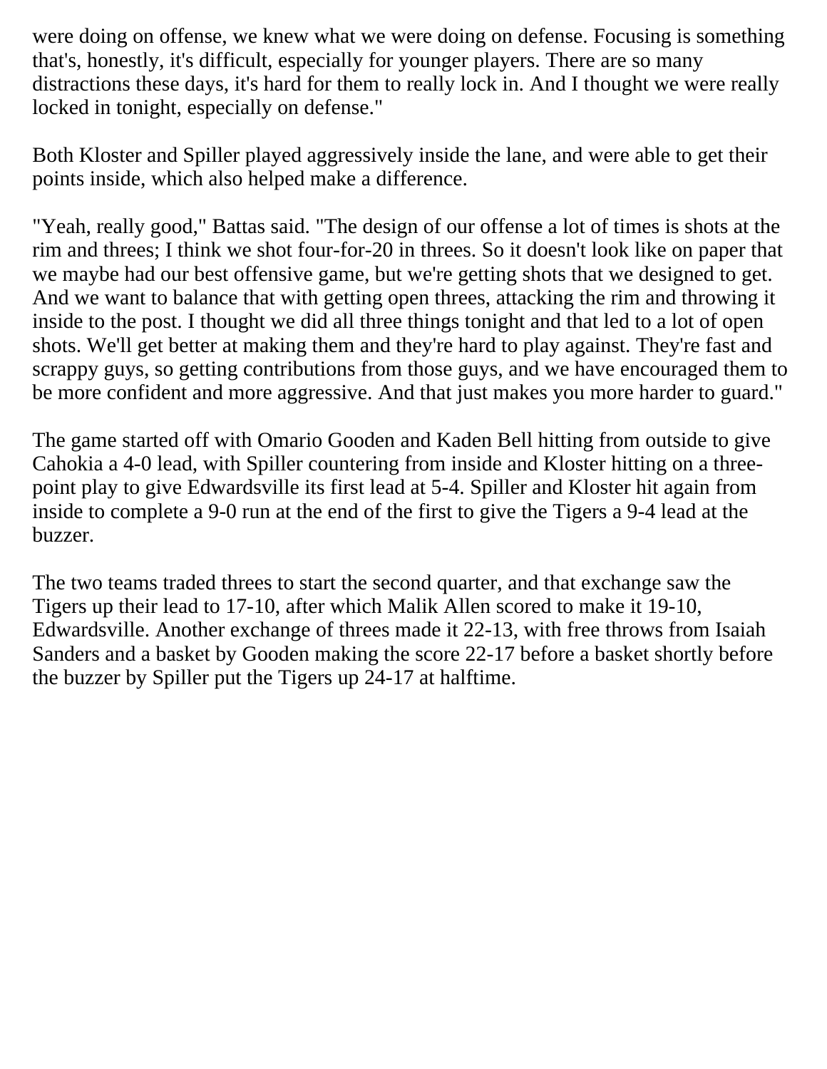were doing on offense, we knew what we were doing on defense. Focusing is something that's, honestly, it's difficult, especially for younger players. There are so many distractions these days, it's hard for them to really lock in. And I thought we were really locked in tonight, especially on defense."

Both Kloster and Spiller played aggressively inside the lane, and were able to get their points inside, which also helped make a difference.

"Yeah, really good," Battas said. "The design of our offense a lot of times is shots at the rim and threes; I think we shot four-for-20 in threes. So it doesn't look like on paper that we maybe had our best offensive game, but we're getting shots that we designed to get. And we want to balance that with getting open threes, attacking the rim and throwing it inside to the post. I thought we did all three things tonight and that led to a lot of open shots. We'll get better at making them and they're hard to play against. They're fast and scrappy guys, so getting contributions from those guys, and we have encouraged them to be more confident and more aggressive. And that just makes you more harder to guard."

The game started off with Omario Gooden and Kaden Bell hitting from outside to give Cahokia a 4-0 lead, with Spiller countering from inside and Kloster hitting on a three-point play to give Edwardsville its first lead at 5-4. Spiller and Kloster hit again from inside to complete a 9-0 run at the end of the first to give the Tigers a 9-4 lead at the buzzer.

The two teams traded threes to start the second quarter, and that exchange saw the Tigers up their lead to 17-10, after which Malik Allen scored to make it 19-10, Edwardsville. Another exchange of threes made it 22-13, with free throws from Isaiah Sanders and a basket by Gooden making the score 22-17 before a basket shortly before the buzzer by Spiller put the Tigers up 24-17 at halftime.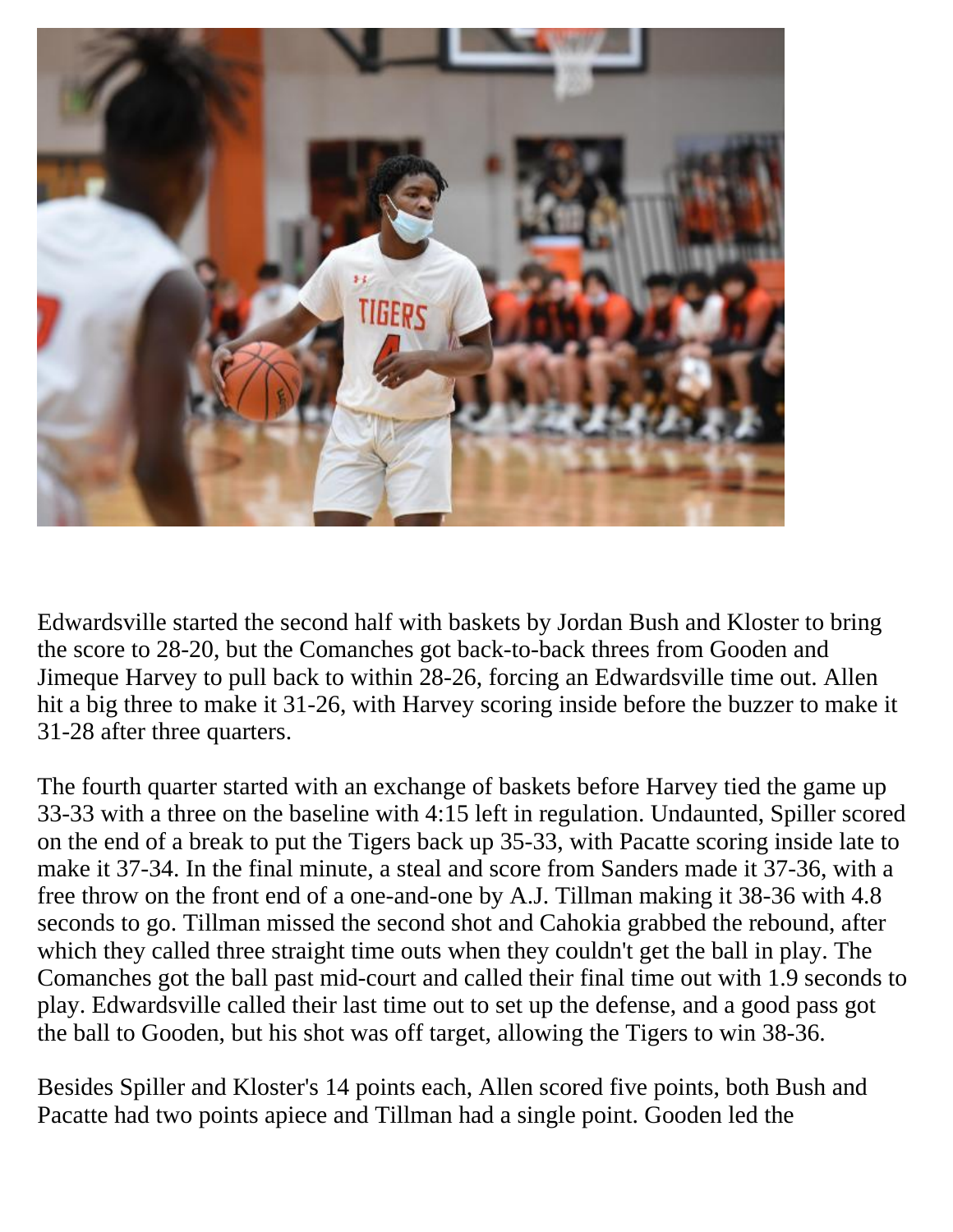Edwardsville started the second half with baskets by Jordan Bush and Kloster to bring the score to 28-20, but the Comanches got back-to-back threes from Gooden and Jimeque Harvey to pull back to within 28-26, forcing an Edwardsville time out. Allen hit a big three to make it 31-26, with Harvey scoring inside before the buzzer to make it 31-28 after three quarters.

The fourth quarter started with an exchange of baskets before Harvey tied the game up 33-33 with a three on the baseline with 4:15 left in regulation. Undaunted, Spiller scored on the end of a break to put the Tigers back up 35-33, with Pacatte scoring inside late to make it 37-34. In the final minute, a steal and score from Sanders made it 37-36, with a free throw on the front end of a one-and-one by A.J. Tillman making it 38-36 with 4.8 seconds to go. Tillman missed the second shot and Cahokia grabbed the rebound, after which they called three straight time outs when they couldn't get the ball in play. The Comanches got the ball past mid-court and called their final time out with 1.9 seconds to play. Edwardsville called their last time out to set up the defense, and a good pass got the ball to Gooden, but his shot was off target, allowing the Tigers to win 38-36.

Besides Spiller and Kloster's 14 points each, Allen scored five points, both Bush and Pacatte had two points apiece and Tillman had a single point. Gooden led the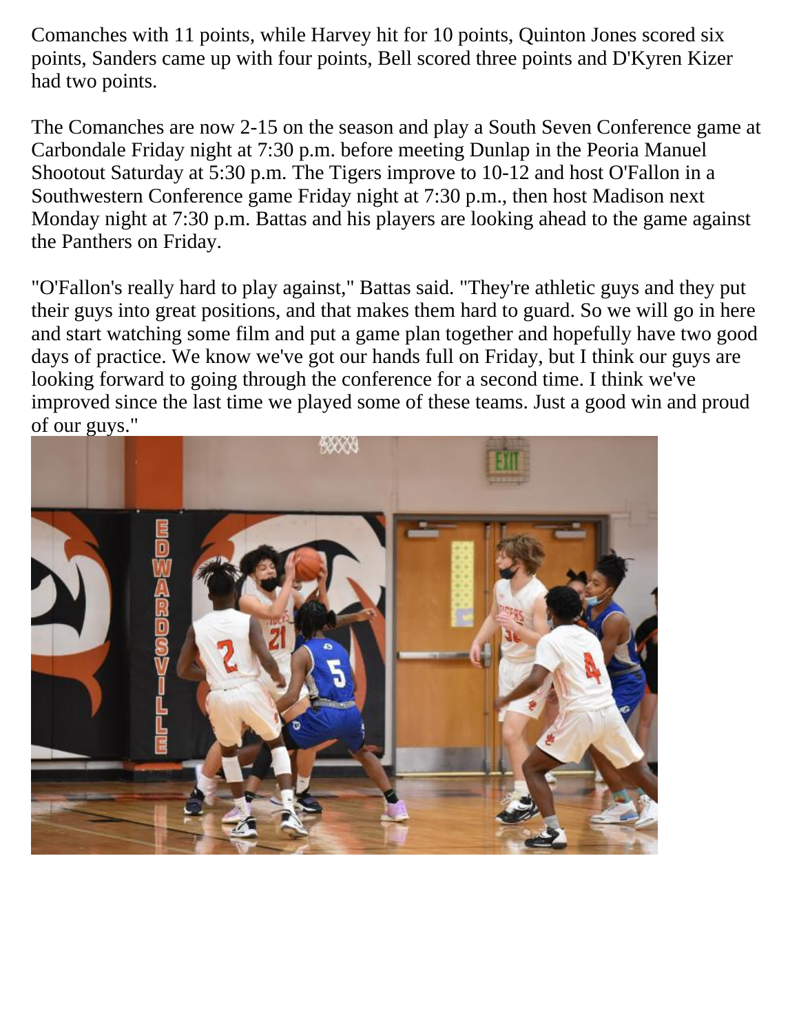Comanches with 11 points, while Harvey hit for 10 points, Quinton Jones scored six points, Sanders came up with four points, Bell scored three points and D'Kyren Kizer had two points.

The Comanches are now 2-15 on the season and play a South Seven Conference game at Carbondale Friday night at 7:30 p.m. before meeting Dunlap in the Peoria Manuel Shootout Saturday at 5:30 p.m. The Tigers improve to 10-12 and host O'Fallon in a Southwestern Conference game Friday night at 7:30 p.m., then host Madison next Monday night at 7:30 p.m. Battas and his players are looking ahead to the game against the Panthers on Friday.

"O'Fallon's really hard to play against," Battas said. "They're athletic guys and they put their guys into great positions, and that makes them hard to guard. So we will go in here and start watching some film and put a game plan together and hopefully have two good days of practice. We know we've got our hands full on Friday, but I think our guys are looking forward to going through the conference for a second time. I think we've improved since the last time we played some of these teams. Just a good win and proud of our guys."